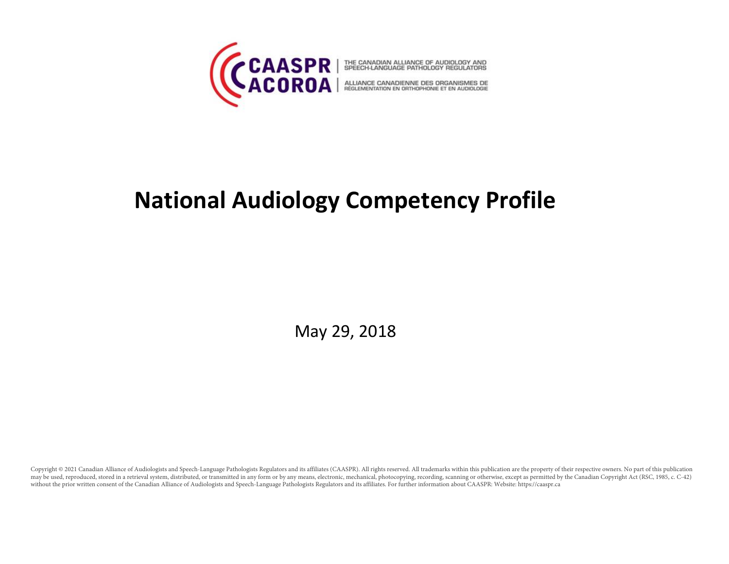CAASPR | THE CANADIAN ALLIANCE OF AUDIOLOGY AND SPEECH-LANGUAGE PATHOLOGY REGULATORS

ACOROA | ALLIANCE CANADIENNE DES ORGANISMES DE RÉGLEMENTATION EN ORTHOPHONIE ET EN AUDIOLOGIE

# National Audiology Competency Profile

May 29, 2018

Copyright © 2021 Canadian Alliance of Audiologists and Speech-Language Pathologists Regulators and its affiliates (CAASPR). All rights reserved. All trademarks within this publication are the property of their respective owners. No part of this publication may be used, reproduced, stored in a retrieval system, distributed, or transmitted in any form or by any means, electronic, mechanical, photocopying, recording, scanning or otherwise, except as permitted by the Canadian Copyright Act (RSC, 1985, c. C-42) without the prior written consent of the Canadian Alliance of Audiologists and Speech-Language Pathologists Regulators and its affiliates. For further information about CAASPR: Website: https://caaspr.ca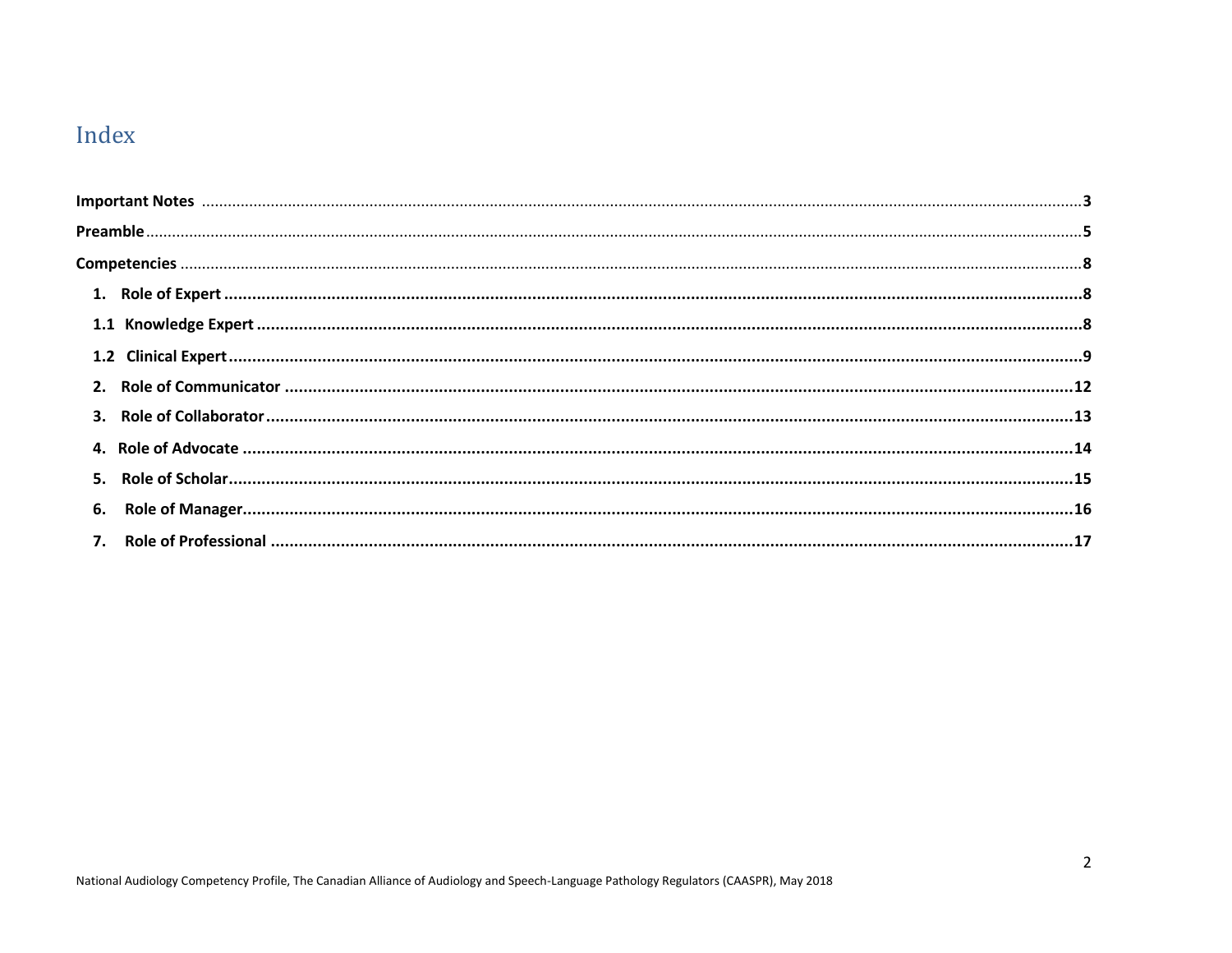# Index

**Important Notes** ........................................................................................................................................................ **3**

**Preamble** ..................................................................................................................................................................... **5**

**Competencies** ............................................................................................................................................................ **8**

**1. Role of Expert** ........................................................................................................................................................ **8**

**1.1 Knowledge Expert** ................................................................................................................................................ **8**

**1.2 Clinical Expert** ...................................................................................................................................................... **9**

**2. Role of Communicator** ......................................................................................................................................... **12**

**3. Role of Collaborator** ............................................................................................................................................ **13**

**4. Role of Advocate** .................................................................................................................................................. **14**

**5. Role of Scholar** ..................................................................................................................................................... **15**

**6. Role of Manager** ................................................................................................................................................... **16**

**7. Role of Professional** ............................................................................................................................................. **17**

National Audiology Competency Profile, The Canadian Alliance of Audiology and Speech-Language Pathology Regulators (CAASPR), May 2018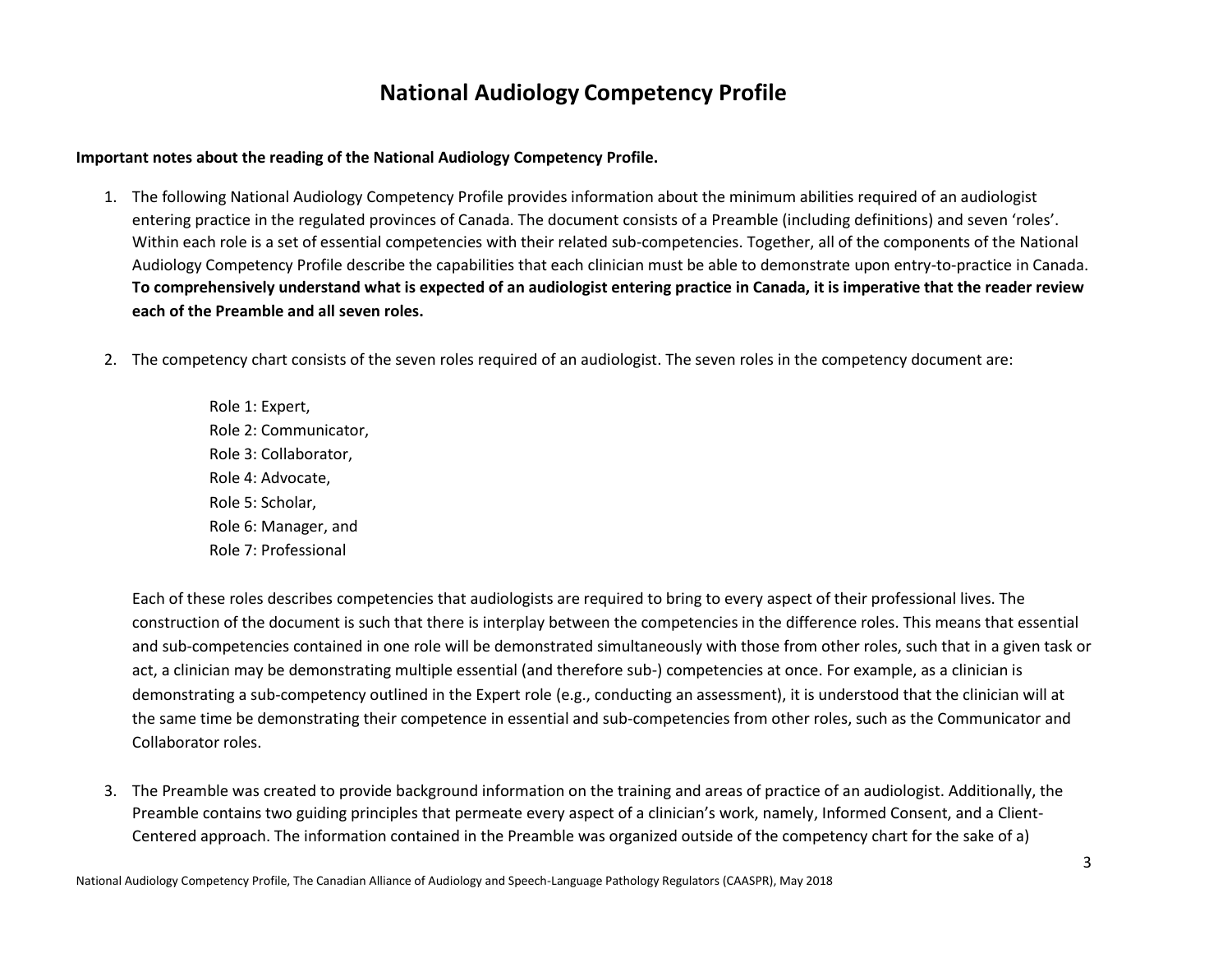# National Audiology Competency Profile

**Important notes about the reading of the National Audiology Competency Profile.**

1. The following National Audiology Competency Profile provides information about the minimum abilities required of an audiologist entering practice in the regulated provinces of Canada. The document consists of a Preamble (including definitions) and seven 'roles'. Within each role is a set of essential competencies with their related sub-competencies. Together, all of the components of the National Audiology Competency Profile describe the capabilities that each clinician must be able to demonstrate upon entry-to-practice in Canada. **To comprehensively understand what is expected of an audiologist entering practice in Canada, it is imperative that the reader review each of the Preamble and all seven roles.**

2. The competency chart consists of the seven roles required of an audiologist. The seven roles in the competency document are:

   Role 1: Expert,
   Role 2: Communicator,
   Role 3: Collaborator,
   Role 4: Advocate,
   Role 5: Scholar,
   Role 6: Manager, and
   Role 7: Professional

   Each of these roles describes competencies that audiologists are required to bring to every aspect of their professional lives. The construction of the document is such that there is interplay between the competencies in the difference roles. This means that essential and sub-competencies contained in one role will be demonstrated simultaneously with those from other roles, such that in a given task or act, a clinician may be demonstrating multiple essential (and therefore sub-) competencies at once. For example, as a clinician is demonstrating a sub-competency outlined in the Expert role (e.g., conducting an assessment), it is understood that the clinician will at the same time be demonstrating their competence in essential and sub-competencies from other roles, such as the Communicator and Collaborator roles.

3. The Preamble was created to provide background information on the training and areas of practice of an audiologist. Additionally, the Preamble contains two guiding principles that permeate every aspect of a clinician's work, namely, Informed Consent, and a Client-Centered approach. The information contained in the Preamble was organized outside of the competency chart for the sake of a)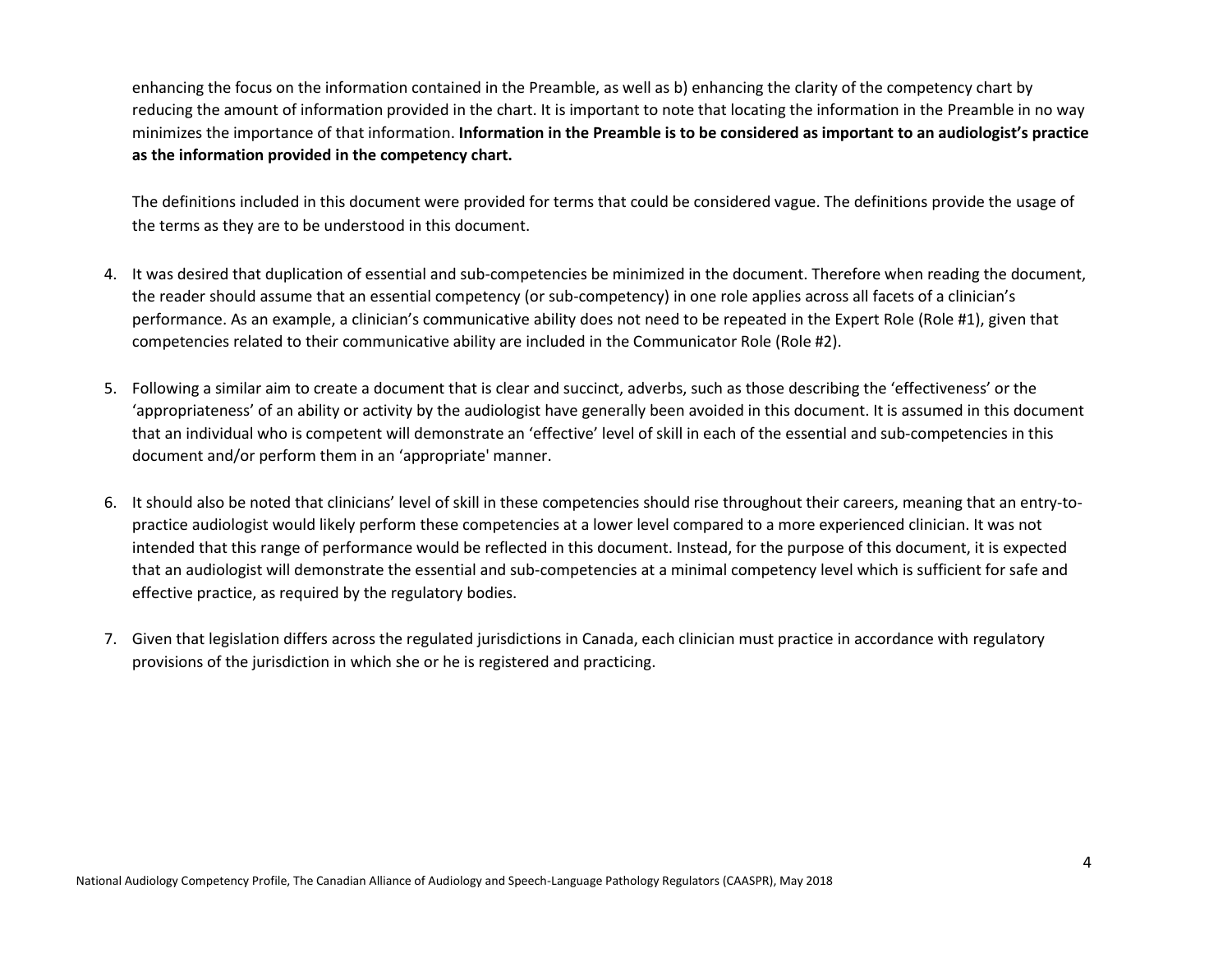enhancing the focus on the information contained in the Preamble, as well as b) enhancing the clarity of the competency chart by reducing the amount of information provided in the chart. It is important to note that locating the information in the Preamble in no way minimizes the importance of that information. **Information in the Preamble is to be considered as important to an audiologist's practice as the information provided in the competency chart.**

The definitions included in this document were provided for terms that could be considered vague. The definitions provide the usage of the terms as they are to be understood in this document.

4. It was desired that duplication of essential and sub-competencies be minimized in the document. Therefore when reading the document, the reader should assume that an essential competency (or sub-competency) in one role applies across all facets of a clinician's performance. As an example, a clinician's communicative ability does not need to be repeated in the Expert Role (Role #1), given that competencies related to their communicative ability are included in the Communicator Role (Role #2).

5. Following a similar aim to create a document that is clear and succinct, adverbs, such as those describing the 'effectiveness' or the 'appropriateness' of an ability or activity by the audiologist have generally been avoided in this document. It is assumed in this document that an individual who is competent will demonstrate an 'effective' level of skill in each of the essential and sub-competencies in this document and/or perform them in an 'appropriate' manner.

6. It should also be noted that clinicians' level of skill in these competencies should rise throughout their careers, meaning that an entry-to-practice audiologist would likely perform these competencies at a lower level compared to a more experienced clinician. It was not intended that this range of performance would be reflected in this document. Instead, for the purpose of this document, it is expected that an audiologist will demonstrate the essential and sub-competencies at a minimal competency level which is sufficient for safe and effective practice, as required by the regulatory bodies.

7. Given that legislation differs across the regulated jurisdictions in Canada, each clinician must practice in accordance with regulatory provisions of the jurisdiction in which she or he is registered and practicing.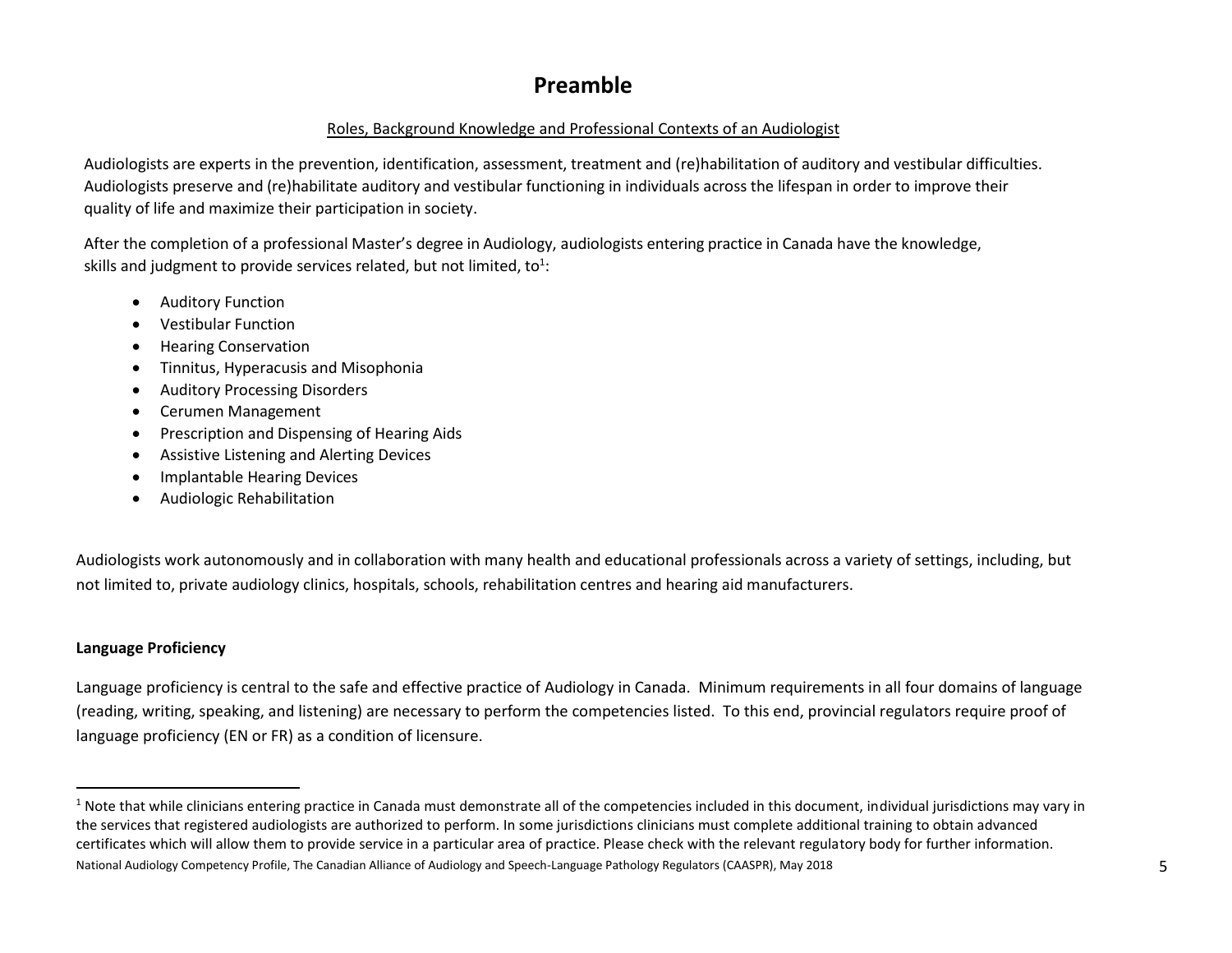# Preamble

Roles, Background Knowledge and Professional Contexts of an Audiologist

Audiologists are experts in the prevention, identification, assessment, treatment and (re)habilitation of auditory and vestibular difficulties. Audiologists preserve and (re)habilitate auditory and vestibular functioning in individuals across the lifespan in order to improve their quality of life and maximize their participation in society.

After the completion of a professional Master's degree in Audiology, audiologists entering practice in Canada have the knowledge, skills and judgment to provide services related, but not limited, to[1]:

- Auditory Function
- Vestibular Function
- Hearing Conservation
- Tinnitus, Hyperacusis and Misophonia
- Auditory Processing Disorders
- Cerumen Management
- Prescription and Dispensing of Hearing Aids
- Assistive Listening and Alerting Devices
- Implantable Hearing Devices
- Audiologic Rehabilitation

Audiologists work autonomously and in collaboration with many health and educational professionals across a variety of settings, including, but not limited to, private audiology clinics, hospitals, schools, rehabilitation centres and hearing aid manufacturers.

**Language Proficiency**

Language proficiency is central to the safe and effective practice of Audiology in Canada. Minimum requirements in all four domains of language (reading, writing, speaking, and listening) are necessary to perform the competencies listed. To this end, provincial regulators require proof of language proficiency (EN or FR) as a condition of licensure.

[1] Note that while clinicians entering practice in Canada must demonstrate all of the competencies included in this document, individual jurisdictions may vary in the services that registered audiologists are authorized to perform. In some jurisdictions clinicians must complete additional training to obtain advanced certificates which will allow them to provide service in a particular area of practice. Please check with the relevant regulatory body for further information.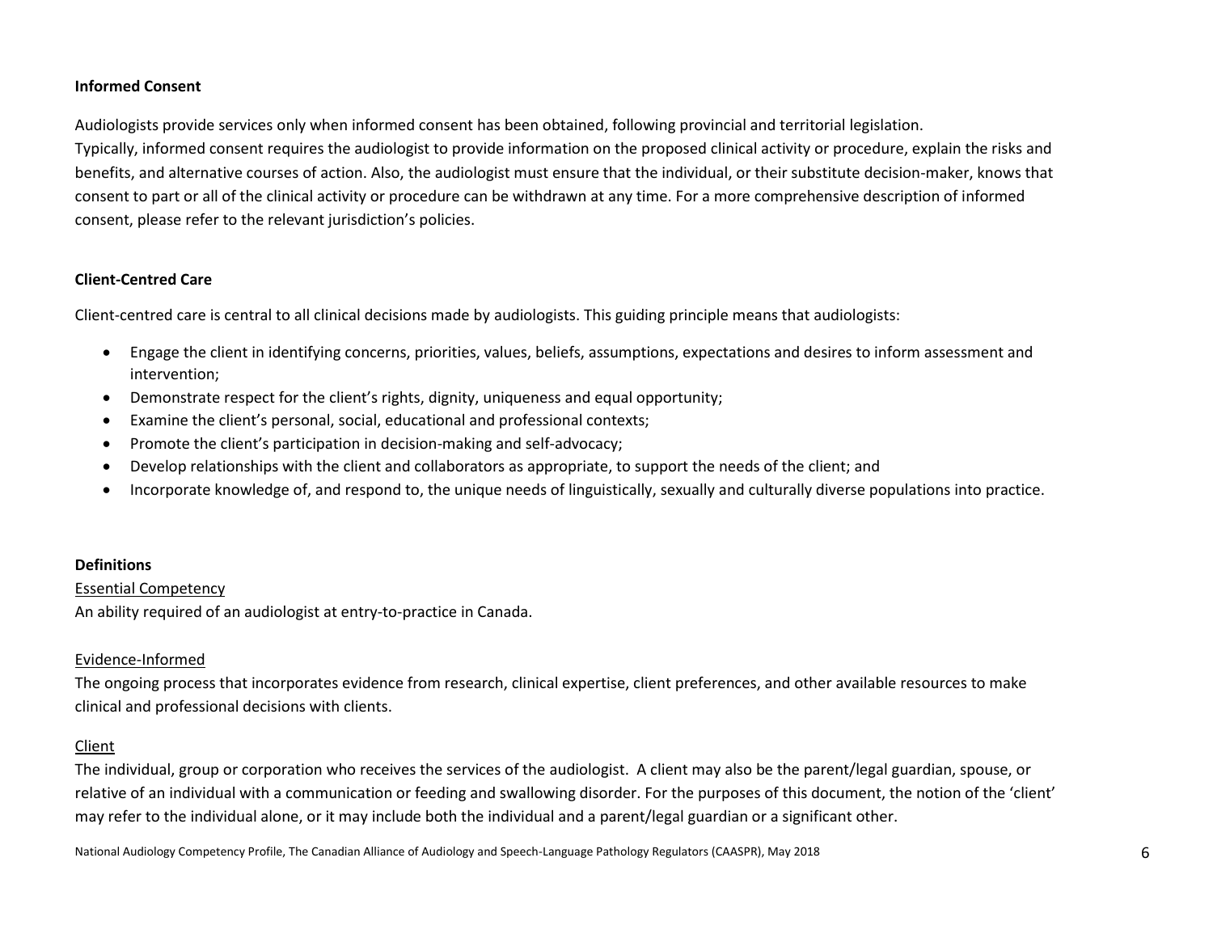**Informed Consent**

Audiologists provide services only when informed consent has been obtained, following provincial and territorial legislation. Typically, informed consent requires the audiologist to provide information on the proposed clinical activity or procedure, explain the risks and benefits, and alternative courses of action. Also, the audiologist must ensure that the individual, or their substitute decision-maker, knows that consent to part or all of the clinical activity or procedure can be withdrawn at any time. For a more comprehensive description of informed consent, please refer to the relevant jurisdiction's policies.

**Client-Centred Care**

Client-centred care is central to all clinical decisions made by audiologists. This guiding principle means that audiologists:

- Engage the client in identifying concerns, priorities, values, beliefs, assumptions, expectations and desires to inform assessment and intervention;
- Demonstrate respect for the client's rights, dignity, uniqueness and equal opportunity;
- Examine the client's personal, social, educational and professional contexts;
- Promote the client's participation in decision-making and self-advocacy;
- Develop relationships with the client and collaborators as appropriate, to support the needs of the client; and
- Incorporate knowledge of, and respond to, the unique needs of linguistically, sexually and culturally diverse populations into practice.

**Definitions**

<u>Essential Competency</u>

An ability required of an audiologist at entry-to-practice in Canada.

<u>Evidence-Informed</u>

The ongoing process that incorporates evidence from research, clinical expertise, client preferences, and other available resources to make clinical and professional decisions with clients.

<u>Client</u>

The individual, group or corporation who receives the services of the audiologist. A client may also be the parent/legal guardian, spouse, or relative of an individual with a communication or feeding and swallowing disorder. For the purposes of this document, the notion of the 'client' may refer to the individual alone, or it may include both the individual and a parent/legal guardian or a significant other.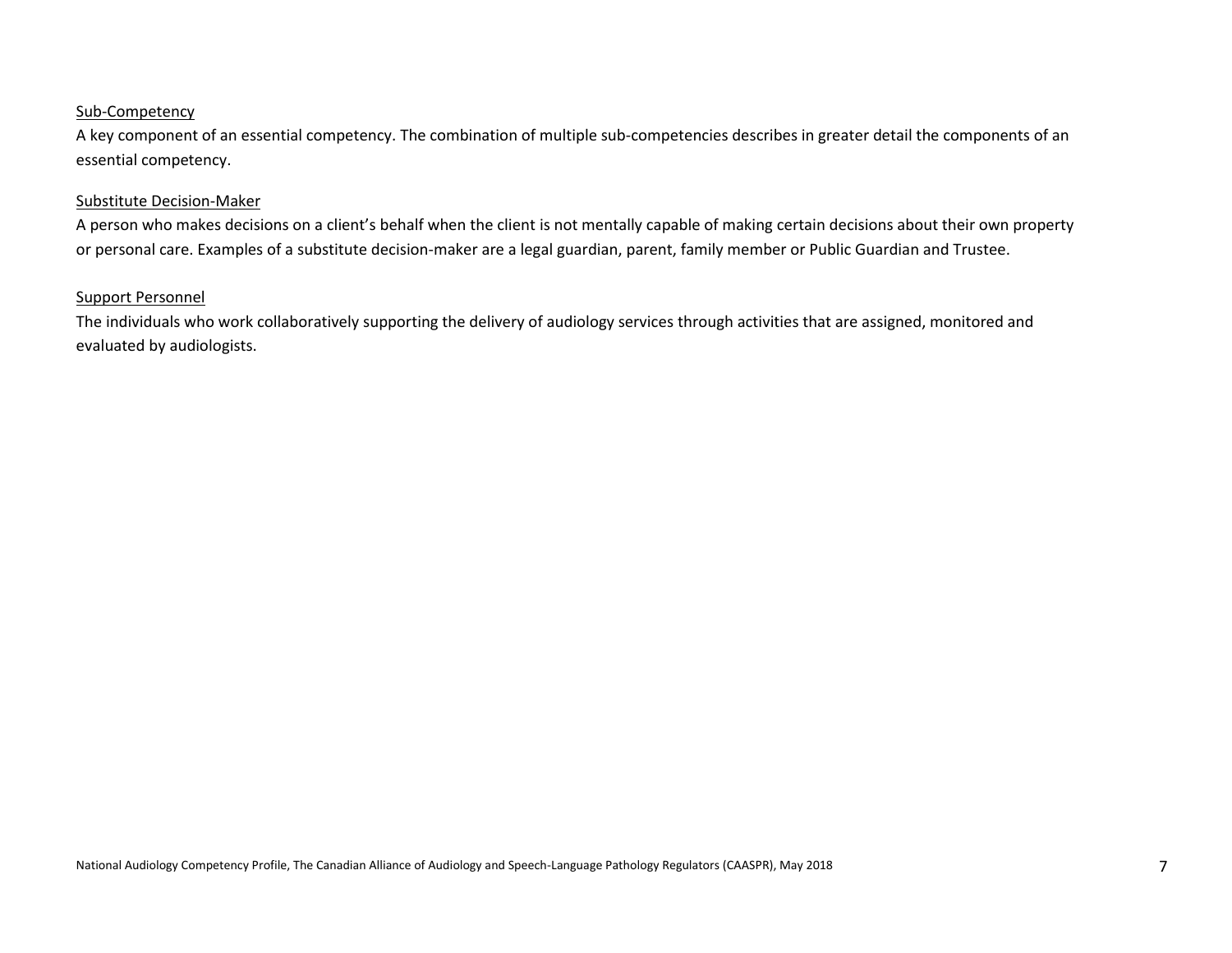<u>Sub-Competency</u>

A key component of an essential competency. The combination of multiple sub-competencies describes in greater detail the components of an essential competency.

<u>Substitute Decision-Maker</u>

A person who makes decisions on a client's behalf when the client is not mentally capable of making certain decisions about their own property or personal care. Examples of a substitute decision-maker are a legal guardian, parent, family member or Public Guardian and Trustee.

<u>Support Personnel</u>

The individuals who work collaboratively supporting the delivery of audiology services through activities that are assigned, monitored and evaluated by audiologists.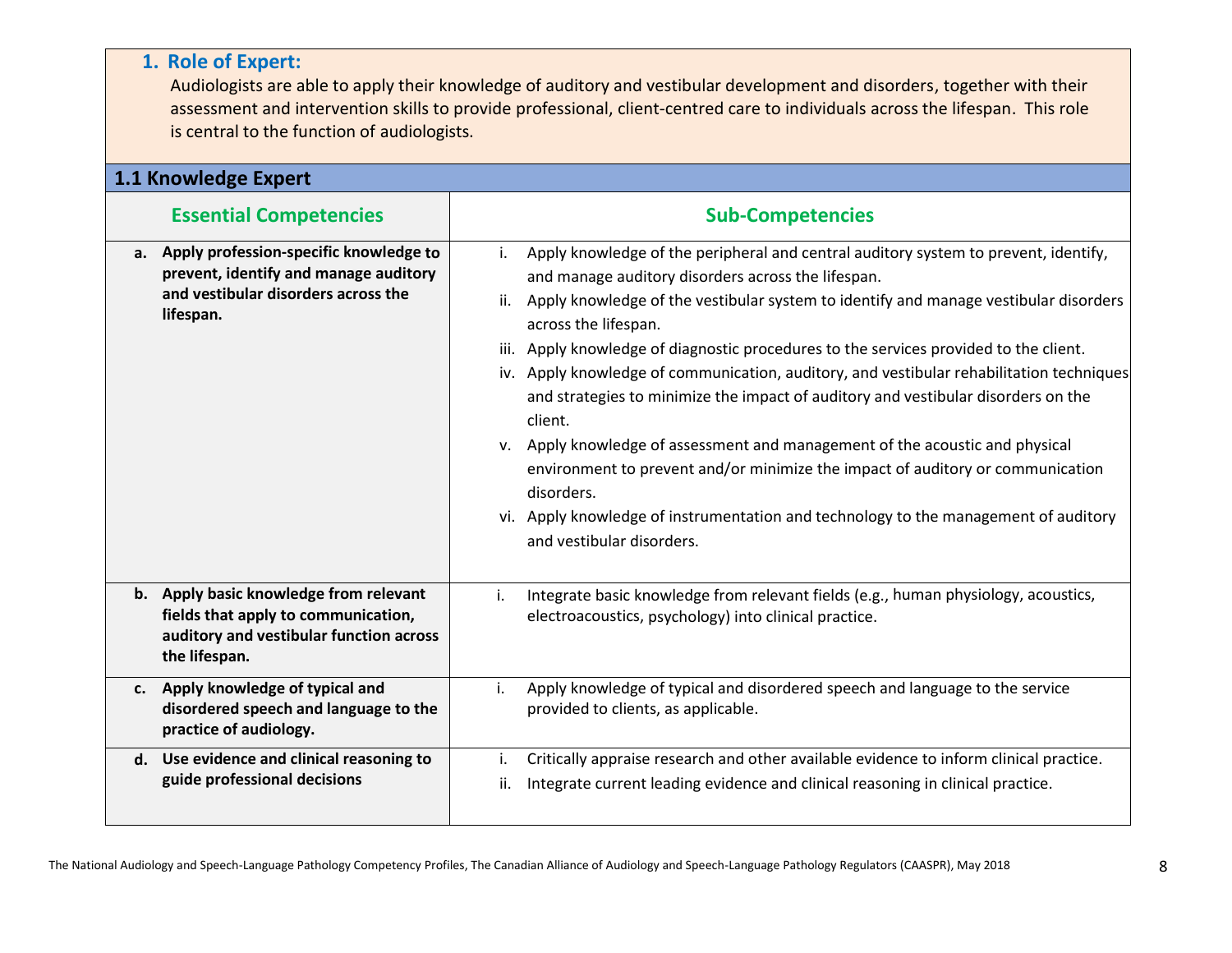### 1. Role of Expert:

Audiologists are able to apply their knowledge of auditory and vestibular development and disorders, together with their assessment and intervention skills to provide professional, client-centred care to individuals across the lifespan. This role is central to the function of audiologists.

#### 1.1 Knowledge Expert

| Essential Competencies | Sub-Competencies |
|---|---|
| **a. Apply profession-specific knowledge to prevent, identify and manage auditory and vestibular disorders across the lifespan.** | i. Apply knowledge of the peripheral and central auditory system to prevent, identify, and manage auditory disorders across the lifespan.<br>ii. Apply knowledge of the vestibular system to identify and manage vestibular disorders across the lifespan.<br>iii. Apply knowledge of diagnostic procedures to the services provided to the client.<br>iv. Apply knowledge of communication, auditory, and vestibular rehabilitation techniques and strategies to minimize the impact of auditory and vestibular disorders on the client.<br>v. Apply knowledge of assessment and management of the acoustic and physical environment to prevent and/or minimize the impact of auditory or communication disorders.<br>vi. Apply knowledge of instrumentation and technology to the management of auditory and vestibular disorders. |
| **b. Apply basic knowledge from relevant fields that apply to communication, auditory and vestibular function across the lifespan.** | i. Integrate basic knowledge from relevant fields (e.g., human physiology, acoustics, electroacoustics, psychology) into clinical practice. |
| **c. Apply knowledge of typical and disordered speech and language to the practice of audiology.** | i. Apply knowledge of typical and disordered speech and language to the service provided to clients, as applicable. |
| **d. Use evidence and clinical reasoning to guide professional decisions** | i. Critically appraise research and other available evidence to inform clinical practice.<br>ii. Integrate current leading evidence and clinical reasoning in clinical practice. |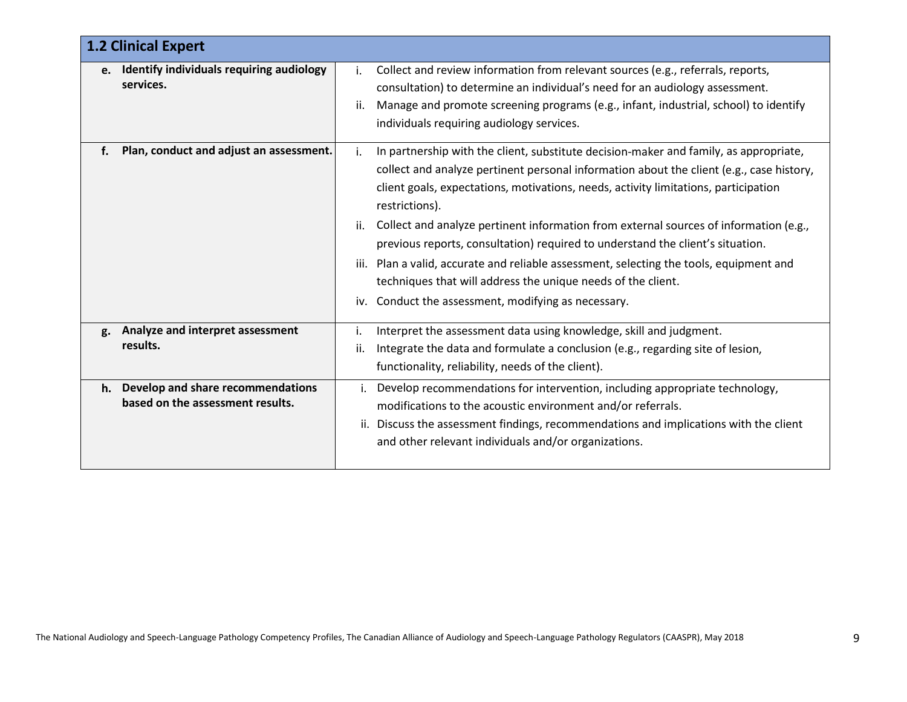| 1.2 Clinical Expert | |
|---|---|
| **e. Identify individuals requiring audiology services.** | i. Collect and review information from relevant sources (e.g., referrals, reports, consultation) to determine an individual's need for an audiology assessment.<br>ii. Manage and promote screening programs (e.g., infant, industrial, school) to identify individuals requiring audiology services. |
| **f. Plan, conduct and adjust an assessment.** | i. In partnership with the client, substitute decision-maker and family, as appropriate, collect and analyze pertinent personal information about the client (e.g., case history, client goals, expectations, motivations, needs, activity limitations, participation restrictions).<br>ii. Collect and analyze pertinent information from external sources of information (e.g., previous reports, consultation) required to understand the client's situation.<br>iii. Plan a valid, accurate and reliable assessment, selecting the tools, equipment and techniques that will address the unique needs of the client.<br>iv. Conduct the assessment, modifying as necessary. |
| **g. Analyze and interpret assessment results.** | i. Interpret the assessment data using knowledge, skill and judgment.<br>ii. Integrate the data and formulate a conclusion (e.g., regarding site of lesion, functionality, reliability, needs of the client). |
| **h. Develop and share recommendations based on the assessment results.** | i. Develop recommendations for intervention, including appropriate technology, modifications to the acoustic environment and/or referrals.<br>ii. Discuss the assessment findings, recommendations and implications with the client and other relevant individuals and/or organizations. |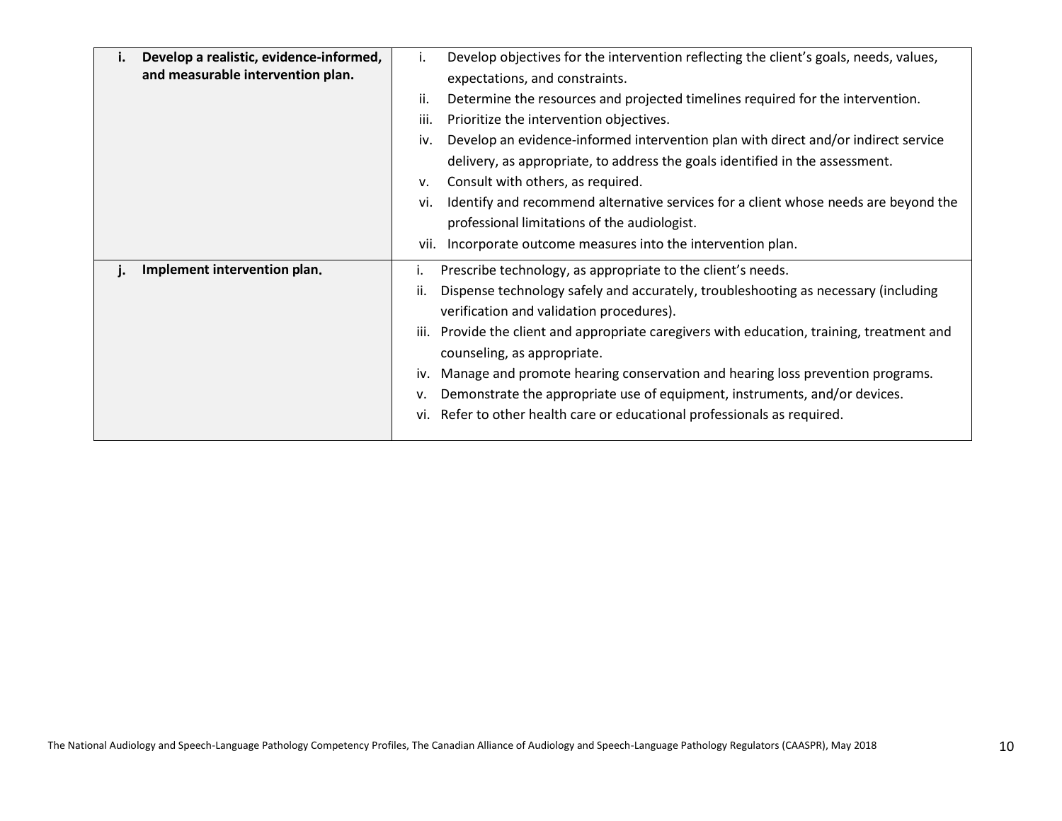| | |
|---|---|
| **i. Develop a realistic, evidence-informed, and measurable intervention plan.** | i. Develop objectives for the intervention reflecting the client's goals, needs, values, expectations, and constraints.<br>ii. Determine the resources and projected timelines required for the intervention.<br>iii. Prioritize the intervention objectives.<br>iv. Develop an evidence-informed intervention plan with direct and/or indirect service delivery, as appropriate, to address the goals identified in the assessment.<br>v. Consult with others, as required.<br>vi. Identify and recommend alternative services for a client whose needs are beyond the professional limitations of the audiologist.<br>vii. Incorporate outcome measures into the intervention plan. |
| **j. Implement intervention plan.** | i. Prescribe technology, as appropriate to the client's needs.<br>ii. Dispense technology safely and accurately, troubleshooting as necessary (including verification and validation procedures).<br>iii. Provide the client and appropriate caregivers with education, training, treatment and counseling, as appropriate.<br>iv. Manage and promote hearing conservation and hearing loss prevention programs.<br>v. Demonstrate the appropriate use of equipment, instruments, and/or devices.<br>vi. Refer to other health care or educational professionals as required. |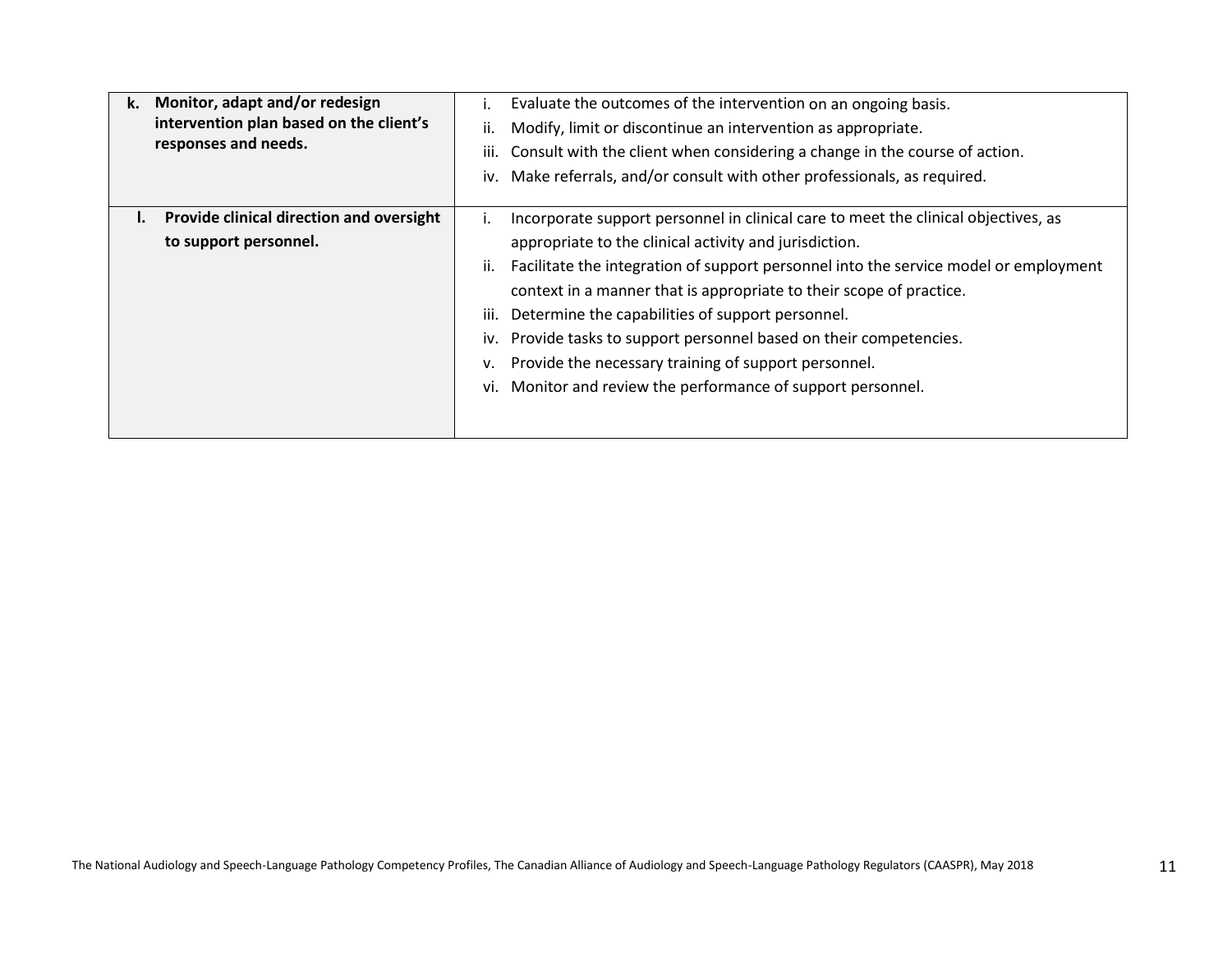| | |
|---|---|
| **k. Monitor, adapt and/or redesign intervention plan based on the client's responses and needs.** | i. Evaluate the outcomes of the intervention on an ongoing basis.<br>ii. Modify, limit or discontinue an intervention as appropriate.<br>iii. Consult with the client when considering a change in the course of action.<br>iv. Make referrals, and/or consult with other professionals, as required. |
| **l. Provide clinical direction and oversight to support personnel.** | i. Incorporate support personnel in clinical care to meet the clinical objectives, as appropriate to the clinical activity and jurisdiction.<br>ii. Facilitate the integration of support personnel into the service model or employment context in a manner that is appropriate to their scope of practice.<br>iii. Determine the capabilities of support personnel.<br>iv. Provide tasks to support personnel based on their competencies.<br>v. Provide the necessary training of support personnel.<br>vi. Monitor and review the performance of support personnel. |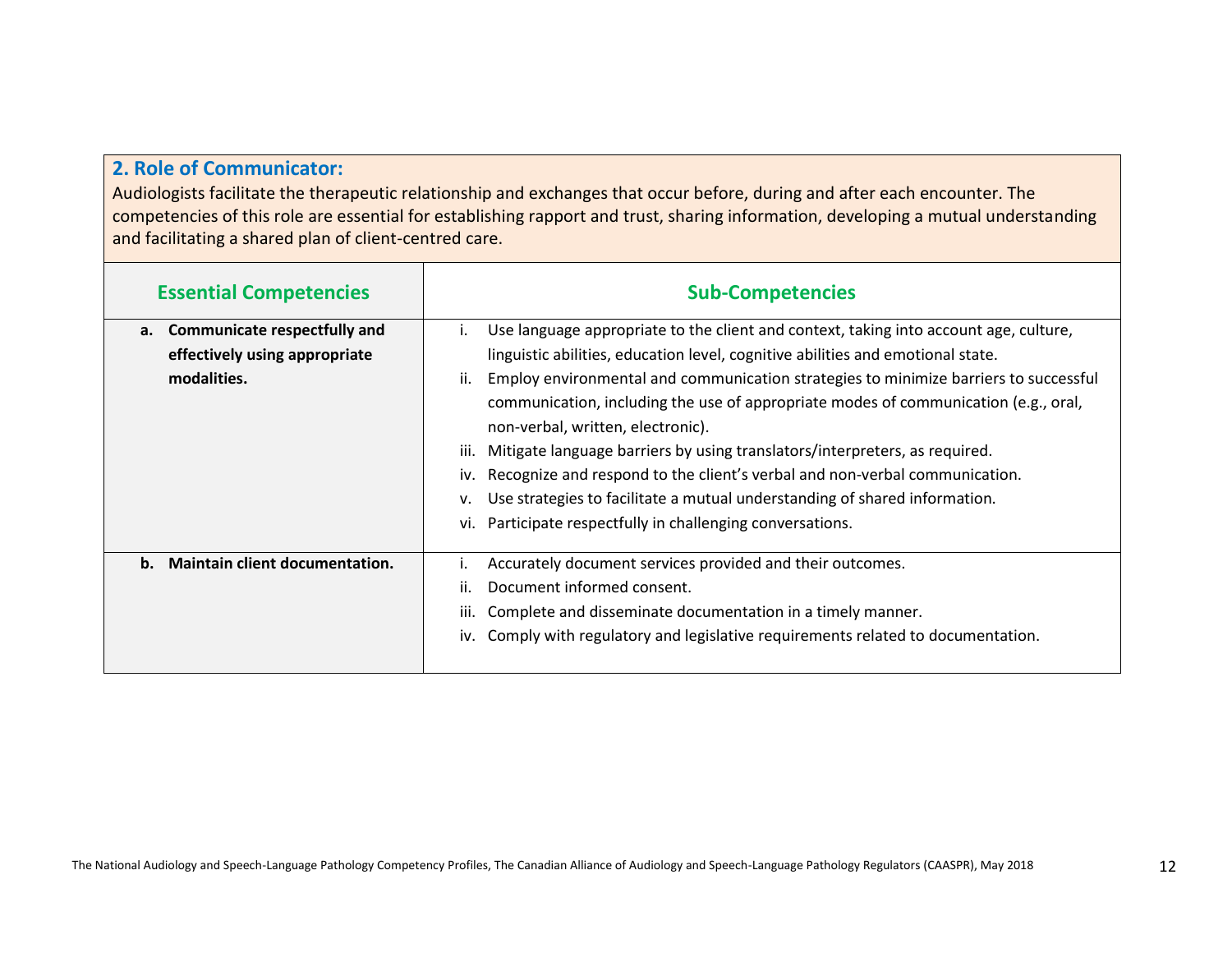## 2. Role of Communicator:

Audiologists facilitate the therapeutic relationship and exchanges that occur before, during and after each encounter. The competencies of this role are essential for establishing rapport and trust, sharing information, developing a mutual understanding and facilitating a shared plan of client-centred care.

| Essential Competencies | Sub-Competencies |
|---|---|
| **a. Communicate respectfully and effectively using appropriate modalities.** | i. Use language appropriate to the client and context, taking into account age, culture, linguistic abilities, education level, cognitive abilities and emotional state.<br>ii. Employ environmental and communication strategies to minimize barriers to successful communication, including the use of appropriate modes of communication (e.g., oral, non-verbal, written, electronic).<br>iii. Mitigate language barriers by using translators/interpreters, as required.<br>iv. Recognize and respond to the client's verbal and non-verbal communication.<br>v. Use strategies to facilitate a mutual understanding of shared information.<br>vi. Participate respectfully in challenging conversations. |
| **b. Maintain client documentation.** | i. Accurately document services provided and their outcomes.<br>ii. Document informed consent.<br>iii. Complete and disseminate documentation in a timely manner.<br>iv. Comply with regulatory and legislative requirements related to documentation. |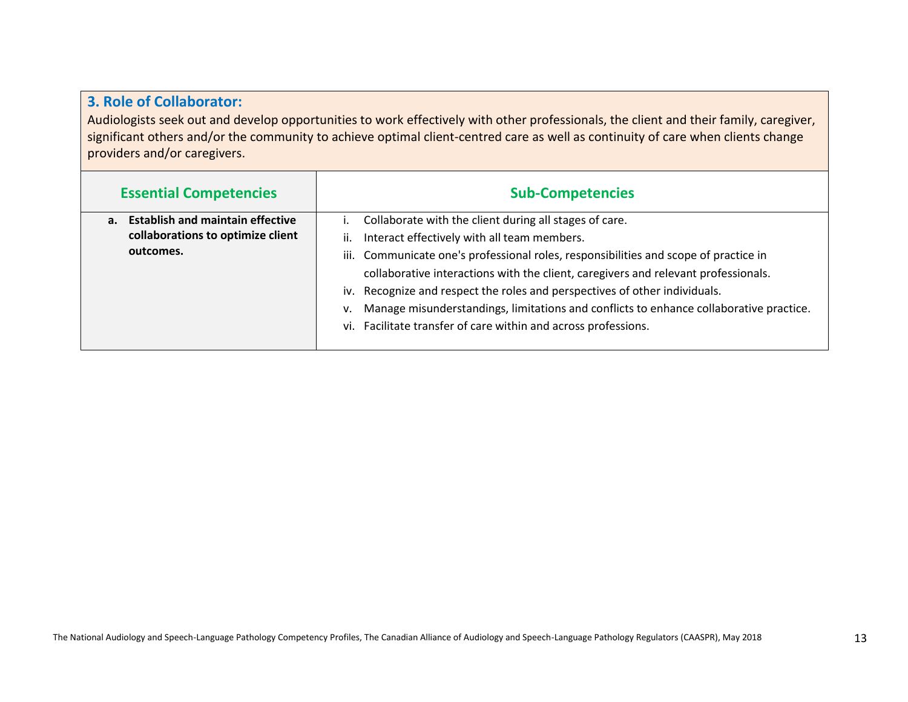## 3. Role of Collaborator:

Audiologists seek out and develop opportunities to work effectively with other professionals, the client and their family, caregiver, significant others and/or the community to achieve optimal client-centred care as well as continuity of care when clients change providers and/or caregivers.

| Essential Competencies | Sub-Competencies |
|---|---|
| **a. Establish and maintain effective collaborations to optimize client outcomes.** | i. Collaborate with the client during all stages of care.<br>ii. Interact effectively with all team members.<br>iii. Communicate one's professional roles, responsibilities and scope of practice in collaborative interactions with the client, caregivers and relevant professionals.<br>iv. Recognize and respect the roles and perspectives of other individuals.<br>v. Manage misunderstandings, limitations and conflicts to enhance collaborative practice.<br>vi. Facilitate transfer of care within and across professions. |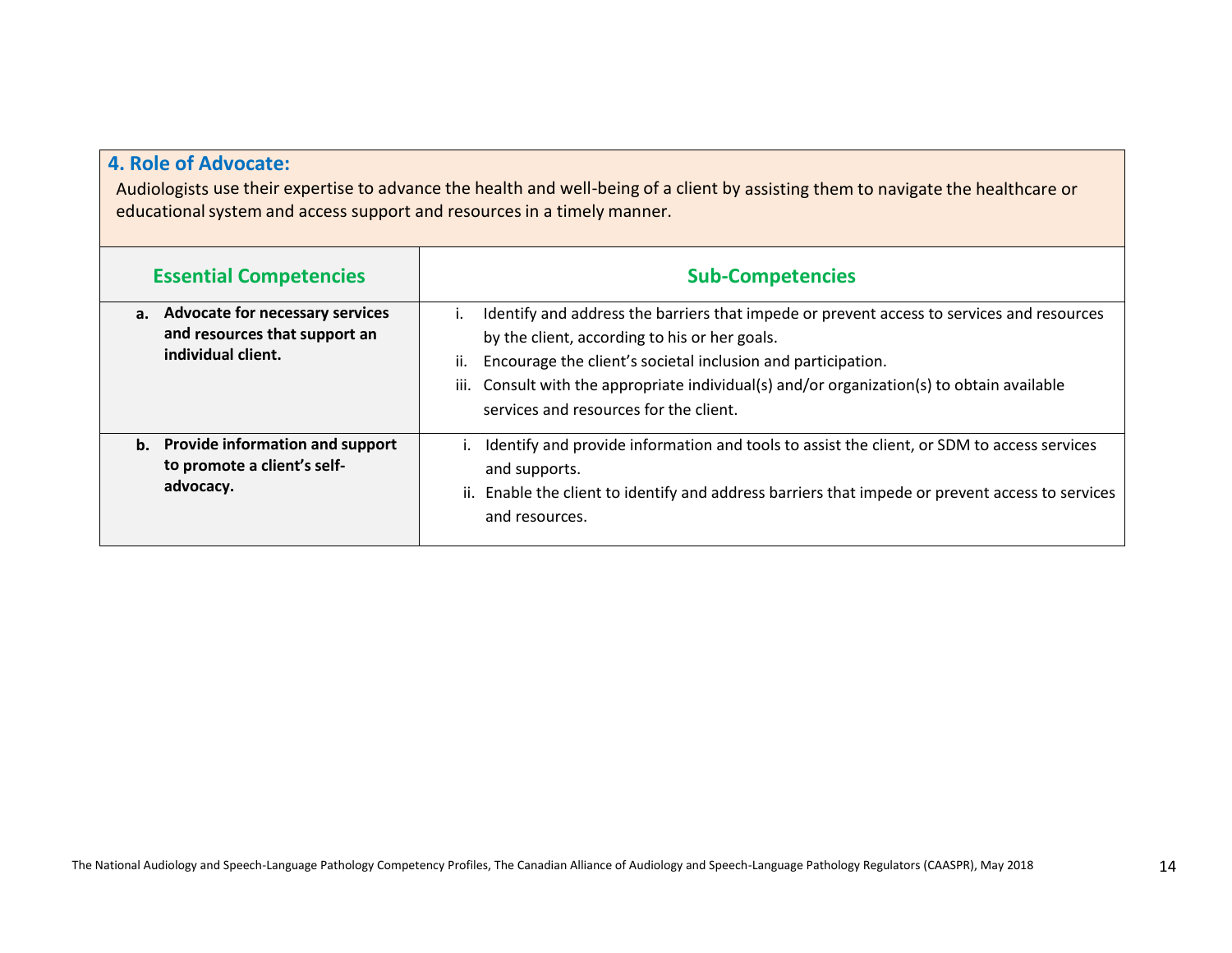## 4. Role of Advocate:

Audiologists use their expertise to advance the health and well-being of a client by assisting them to navigate the healthcare or educational system and access support and resources in a timely manner.

| Essential Competencies | Sub-Competencies |
|---|---|
| **a. Advocate for necessary services and resources that support an individual client.** | i. Identify and address the barriers that impede or prevent access to services and resources by the client, according to his or her goals.<br>ii. Encourage the client's societal inclusion and participation.<br>iii. Consult with the appropriate individual(s) and/or organization(s) to obtain available services and resources for the client. |
| **b. Provide information and support to promote a client's self-advocacy.** | i. Identify and provide information and tools to assist the client, or SDM to access services and supports.<br>ii. Enable the client to identify and address barriers that impede or prevent access to services and resources. |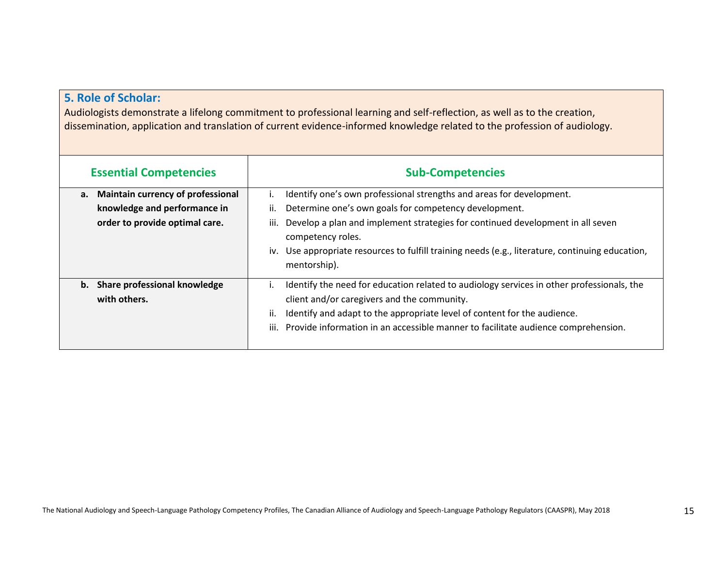## 5. Role of Scholar:

Audiologists demonstrate a lifelong commitment to professional learning and self-reflection, as well as to the creation, dissemination, application and translation of current evidence-informed knowledge related to the profession of audiology.

| Essential Competencies | Sub-Competencies |
|---|---|
| **a. Maintain currency of professional knowledge and performance in order to provide optimal care.** | i. Identify one's own professional strengths and areas for development.<br>ii. Determine one's own goals for competency development.<br>iii. Develop a plan and implement strategies for continued development in all seven competency roles.<br>iv. Use appropriate resources to fulfill training needs (e.g., literature, continuing education, mentorship). |
| **b. Share professional knowledge with others.** | i. Identify the need for education related to audiology services in other professionals, the client and/or caregivers and the community.<br>ii. Identify and adapt to the appropriate level of content for the audience.<br>iii. Provide information in an accessible manner to facilitate audience comprehension. |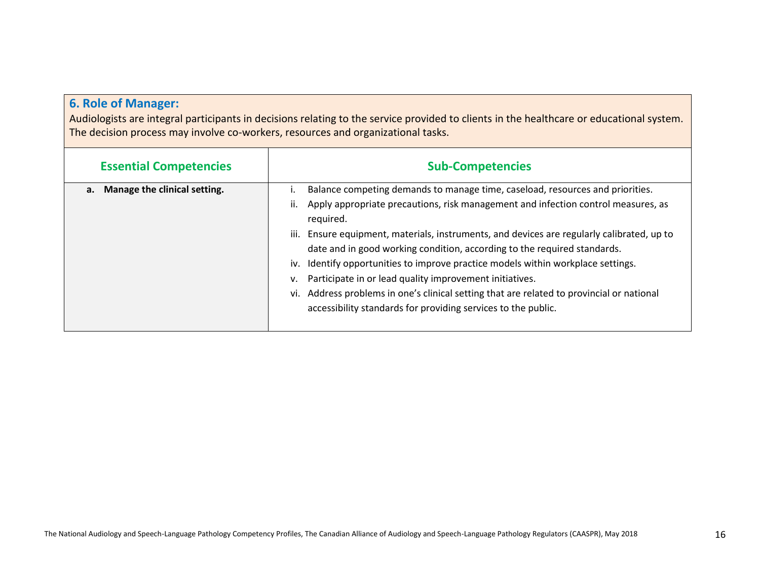### 6. Role of Manager:

Audiologists are integral participants in decisions relating to the service provided to clients in the healthcare or educational system. The decision process may involve co-workers, resources and organizational tasks.

| Essential Competencies | Sub-Competencies |
|---|---|
| **a. Manage the clinical setting.** | i. Balance competing demands to manage time, caseload, resources and priorities.<br>ii. Apply appropriate precautions, risk management and infection control measures, as required.<br>iii. Ensure equipment, materials, instruments, and devices are regularly calibrated, up to date and in good working condition, according to the required standards.<br>iv. Identify opportunities to improve practice models within workplace settings.<br>v. Participate in or lead quality improvement initiatives.<br>vi. Address problems in one's clinical setting that are related to provincial or national accessibility standards for providing services to the public. |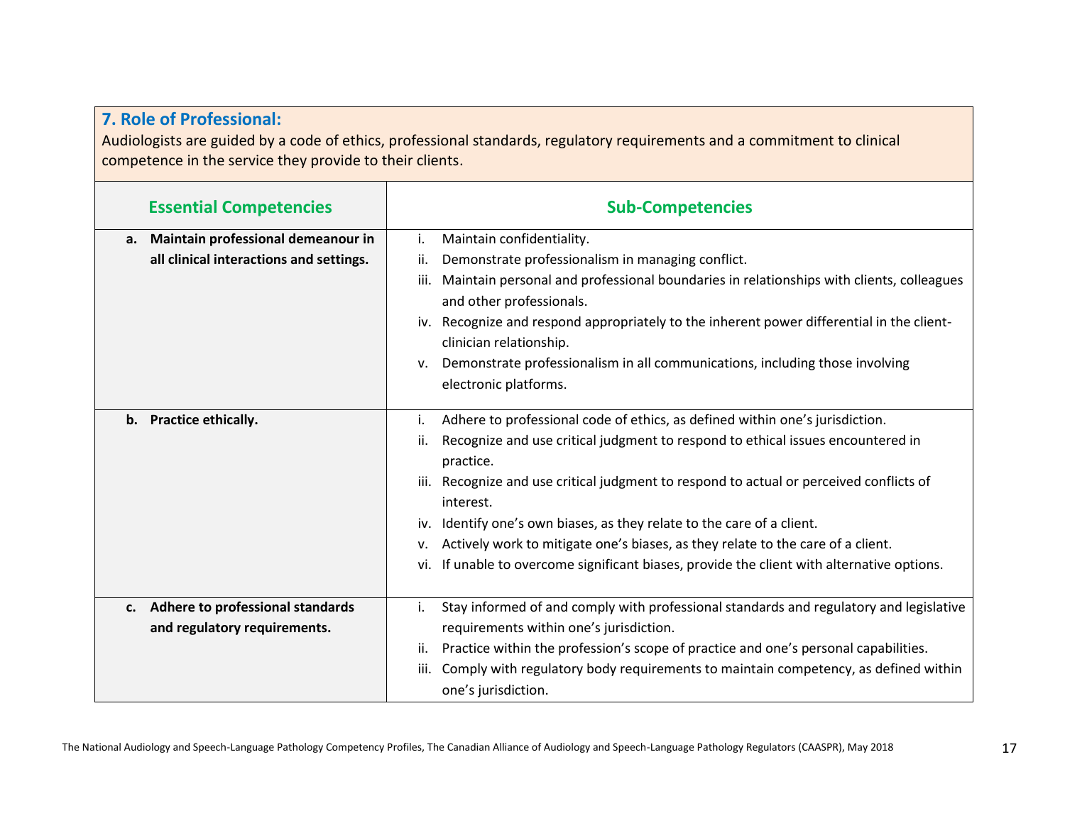## 7. Role of Professional:

Audiologists are guided by a code of ethics, professional standards, regulatory requirements and a commitment to clinical competence in the service they provide to their clients.

| Essential Competencies | Sub-Competencies |
|---|---|
| **a. Maintain professional demeanour in all clinical interactions and settings.** | i. Maintain confidentiality.<br>ii. Demonstrate professionalism in managing conflict.<br>iii. Maintain personal and professional boundaries in relationships with clients, colleagues and other professionals.<br>iv. Recognize and respond appropriately to the inherent power differential in the client-clinician relationship.<br>v. Demonstrate professionalism in all communications, including those involving electronic platforms. |
| **b. Practice ethically.** | i. Adhere to professional code of ethics, as defined within one's jurisdiction.<br>ii. Recognize and use critical judgment to respond to ethical issues encountered in practice.<br>iii. Recognize and use critical judgment to respond to actual or perceived conflicts of interest.<br>iv. Identify one's own biases, as they relate to the care of a client.<br>v. Actively work to mitigate one's biases, as they relate to the care of a client.<br>vi. If unable to overcome significant biases, provide the client with alternative options. |
| **c. Adhere to professional standards and regulatory requirements.** | i. Stay informed of and comply with professional standards and regulatory and legislative requirements within one's jurisdiction.<br>ii. Practice within the profession's scope of practice and one's personal capabilities.<br>iii. Comply with regulatory body requirements to maintain competency, as defined within one's jurisdiction. |